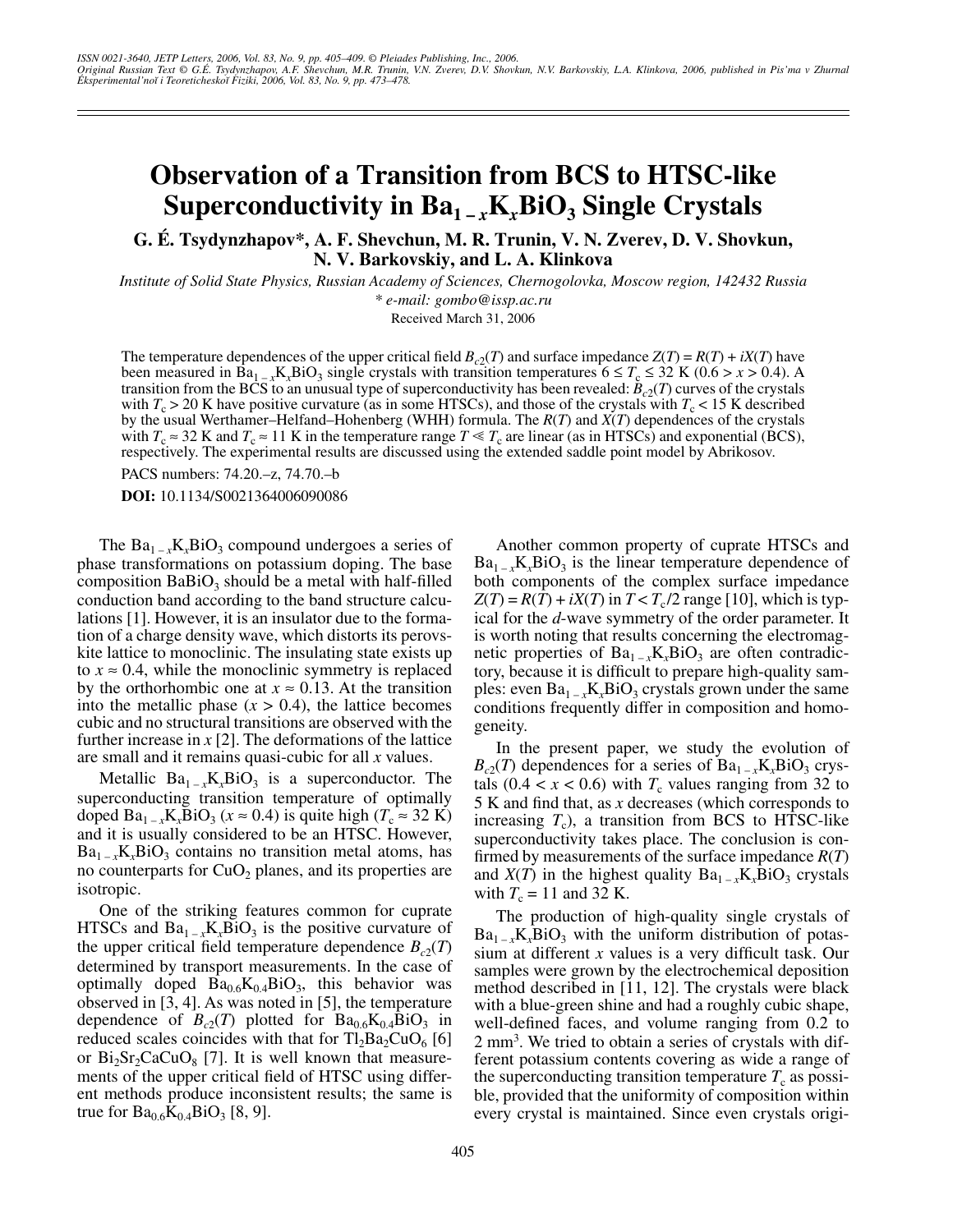# Observation of a Transition from BCS to HTSC-like Superconductivity in $Ba_{1-x}K_xBiO_3$ Single Crystals

**G. É. Tsydynzhapov*, A. F. Shevchun, M. R. Trunin, V. N. Zverev, D. V. Shovkun, N. V. Barkovskiy, and L. A. Klinkova**

*Institute of Solid State Physics, Russian Academy of Sciences, Chernogolovka, Moscow region, 142432 Russia*

*\* e-mail: gombo@issp.ac.ru*

Received March 31, 2006

The temperature dependences of the upper critical field $B_{c2}(T)$ and surface impedance $Z(T) = R(T) + iX(T)$ have been measured in $Ba_{1-x}K_xBiO_3$ single crystals with transition temperatures $6 \leq T_c \leq 32$ K ($0.6 > x > 0.4$). A transition from the BCS to an unusual type of superconductivity has been revealed: $B_{c2}(T)$ curves of the crystals with $T_c > 20$ K have positive curvature (as in some HTSCs), and those of the crystals with $T_c < 15$ K described by the usual Werthamer–Helfand–Hohenberg (WHH) formula. The $R(T)$ and $X(T)$ dependences of the crystals with $T_c \approx 32$ K and $T_c \approx 11$ K in the temperature range $T \ll T_c$ are linear (as in HTSCs) and exponential (BCS), respectively. The experimental results are discussed using the extended saddle point model by Abrikosov.

PACS numbers: 74.20.–z, 74.70.–b

**DOI:** 10.1134/S0021364006090086

The $Ba_{1-x}K_xBiO_3$ compound undergoes a series of phase transformations on potassium doping. The base composition $BaBiO_3$ should be a metal with half-filled conduction band according to the band structure calculations [1]. However, it is an insulator due to the formation of a charge density wave, which distorts its perovskite lattice to monoclinic. The insulating state exists up to $x \approx 0.4$, while the monoclinic symmetry is replaced by the orthorhombic one at $x \approx 0.13$. At the transition into the metallic phase ($x > 0.4$), the lattice becomes cubic and no structural transitions are observed with the further increase in $x$ [2]. The deformations of the lattice are small and it remains quasi-cubic for all $x$ values.

Metallic $Ba_{1-x}K_xBiO_3$ is a superconductor. The superconducting transition temperature of optimally doped $Ba_{1-x}K_xBiO_3$ ($x \approx 0.4$) is quite high ($T_c \approx 32$ K) and it is usually considered to be an HTSC. However, $Ba_{1-x}K_xBiO_3$ contains no transition metal atoms, has no counterparts for $CuO_2$ planes, and its properties are isotropic.

One of the striking features common for cuprate HTSCs and $Ba_{1-x}K_xBiO_3$ is the positive curvature of the upper critical field temperature dependence $B_{c2}(T)$ determined by transport measurements. In the case of optimally doped $Ba_{0.6}K_{0.4}BiO_3$, this behavior was observed in [3, 4]. As was noted in [5], the temperature dependence of $B_{c2}(T)$ plotted for $Ba_{0.6}K_{0.4}BiO_3$ in reduced scales coincides with that for $Tl_2Ba_2CuO_6$ [6] or $Bi_2Sr_2CaCuO_8$ [7]. It is well known that measurements of the upper critical field of HTSC using different methods produce inconsistent results; the same is true for $Ba_{0.6}K_{0.4}BiO_3$ [8, 9].

Another common property of cuprate HTSCs and $Ba_{1-x}K_xBiO_3$ is the linear temperature dependence of both components of the complex surface impedance $Z(T) = R(T) + iX(T)$ in $T < T_c/2$ range [10], which is typical for the *d*-wave symmetry of the order parameter. It is worth noting that results concerning the electromagnetic properties of $Ba_{1-x}K_xBiO_3$ are often contradictory, because it is difficult to prepare high-quality samples: even $Ba_{1-x}K_xBiO_3$ crystals grown under the same conditions frequently differ in composition and homogeneity.

In the present paper, we study the evolution of $B_{c2}(T)$ dependences for a series of $Ba_{1-x}K_xBiO_3$ crystals ($0.4 < x < 0.6$) with $T_c$ values ranging from 32 to 5 K and find that, as $x$ decreases (which corresponds to increasing $T_c$), a transition from BCS to HTSC-like superconductivity takes place. The conclusion is confirmed by measurements of the surface impedance $R(T)$ and $X(T)$ in the highest quality $Ba_{1-x}K_xBiO_3$ crystals with $T_c = 11$ and 32 K.

The production of high-quality single crystals of $Ba_{1-x}K_xBiO_3$ with the uniform distribution of potassium at different $x$ values is a very difficult task. Our samples were grown by the electrochemical deposition method described in [11, 12]. The crystals were black with a blue-green shine and had a roughly cubic shape, well-defined faces, and volume ranging from 0.2 to 2 mm$^3$. We tried to obtain a series of crystals with different potassium contents covering as wide a range of the superconducting transition temperature $T_c$ as possible, provided that the uniformity of composition within every crystal is maintained. Since even crystals origi-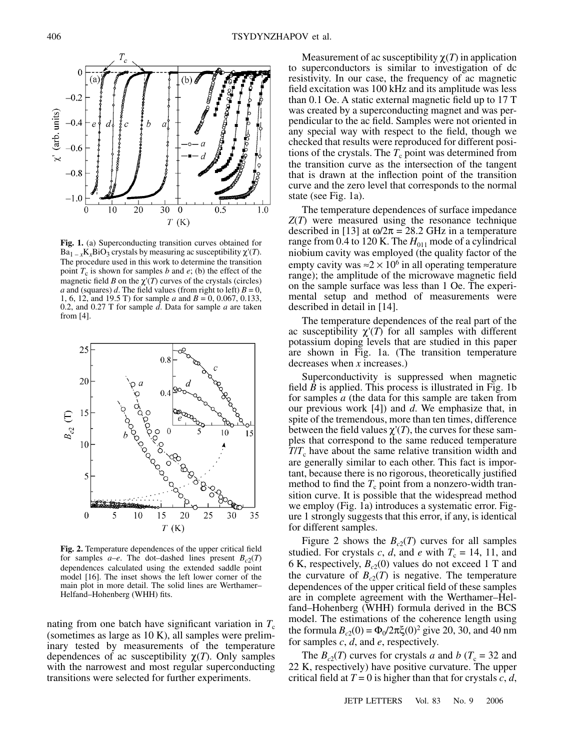Fig. 1. (a) Superconducting transition curves obtained for $Ba_{1-x}K_xBiO_3$ crystals by measuring ac susceptibility $\chi'(T)$. The procedure used in this work to determine the transition point $T_c$ is shown for samples *b* and *e*; (b) the effect of the magnetic field *B* on the $\chi'(T)$ curves of the crystals (circles) *a* and (squares) *d*. The field values (from right to left) $B = 0$, 1, 6, 12, and 19.5 T) for sample *a* and $B = 0$, 0.067, 0.133, 0.2, and 0.27 T for sample *d*. Data for sample *a* are taken from [4].

Fig. 2. Temperature dependences of the upper critical field for samples *a*–*e*. The dot–dashed lines present $B_{c2}(T)$ dependences calculated using the extended saddle point model [16]. The inset shows the left lower corner of the main plot in more detail. The solid lines are Werthamer–Helfand–Hohenberg (WHH) fits.

nating from one batch have significant variation in $T_c$ (sometimes as large as 10 K), all samples were preliminary tested by measurements of the temperature dependences of ac susceptibility $\chi(T)$. Only samples with the narrowest and most regular superconducting transitions were selected for further experiments.

Measurement of ac susceptibility $\chi(T)$ in application to superconductors is similar to investigation of dc resistivity. In our case, the frequency of ac magnetic field excitation was 100 kHz and its amplitude was less than 0.1 Oe. A static external magnetic field up to 17 T was created by a superconducting magnet and was perpendicular to the ac field. Samples were not oriented in any special way with respect to the field, though we checked that results were reproduced for different positions of the crystals. The $T_c$ point was determined from the transition curve as the intersection of the tangent that is drawn at the inflection point of the transition curve and the zero level that corresponds to the normal state (see Fig. 1a).

The temperature dependences of surface impedance $Z(T)$ were measured using the resonance technique described in [13] at $\omega/2\pi = 28.2$ GHz in a temperature range from 0.4 to 120 K. The $H_{011}$ mode of a cylindrical niobium cavity was employed (the quality factor of the empty cavity was $\approx 2 \times 10^6$ in all operating temperature range); the amplitude of the microwave magnetic field on the sample surface was less than 1 Oe. The experimental setup and method of measurements were described in detail in [14].

The temperature dependences of the real part of the ac susceptibility $\chi'(T)$ for all samples with different potassium doping levels that are studied in this paper are shown in Fig. 1a. (The transition temperature decreases when *x* increases.)

Superconductivity is suppressed when magnetic field *B* is applied. This process is illustrated in Fig. 1b for samples *a* (the data for this sample are taken from our previous work [4]) and *d*. We emphasize that, in spite of the tremendous, more than ten times, difference between the field values $\chi'(T)$, the curves for these samples that correspond to the same reduced temperature $T/T_c$ have about the same relative transition width and are generally similar to each other. This fact is important, because there is no rigorous, theoretically justified method to find the $T_c$ point from a nonzero-width transition curve. It is possible that the widespread method we employ (Fig. 1a) introduces a systematic error. Figure 1 strongly suggests that this error, if any, is identical for different samples.

Figure 2 shows the $B_{c2}(T)$ curves for all samples studied. For crystals *c*, *d*, and *e* with $T_c = 14$, 11, and 6 K, respectively, $B_{c2}(0)$ values do not exceed 1 T and the curvature of $B_{c2}(T)$ is negative. The temperature dependences of the upper critical field of these samples are in complete agreement with the Werthamer–Helfand–Hohenberg (WHH) formula derived in the BCS model. The estimations of the coherence length using the formula $B_{c2}(0) = \Phi_0/2\pi\xi(0)^2$ give 20, 30, and 40 nm for samples *c*, *d*, and *e*, respectively.

The $B_{c2}(T)$ curves for crystals *a* and *b* ($T_c = 32$ and 22 K, respectively) have positive curvature. The upper critical field at $T = 0$ is higher than that for crystals *c*, *d*,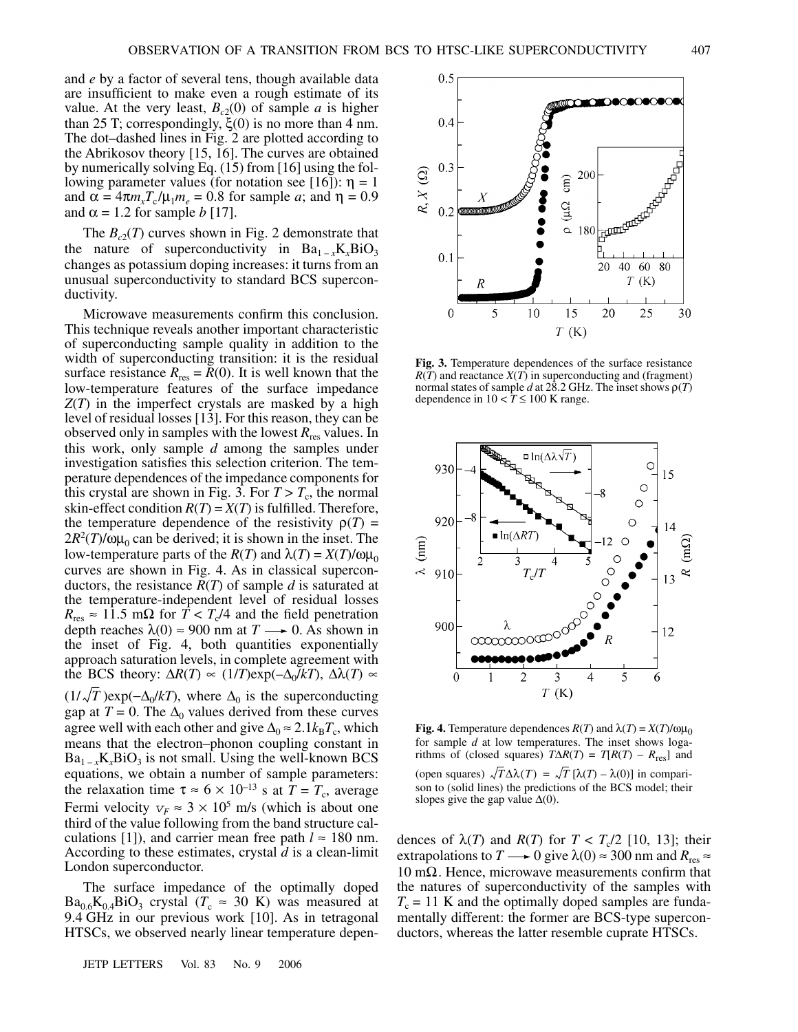and $e$ by a factor of several tens, though available data are insufficient to make even a rough estimate of its value. At the very least, $B_{c2}(0)$ of sample $a$ is higher than 25 T; correspondingly, $\xi(0)$ is no more than 4 nm. The dot–dashed lines in Fig. 2 are plotted according to the Abrikosov theory [15, 16]. The curves are obtained by numerically solving Eq. (15) from [16] using the following parameter values (for notation see [16]): $\eta = 1$ and $\alpha = 4\pi m_x T_c/\mu_1 m_e = 0.8$ for sample $a$; and $\eta = 0.9$ and $\alpha = 1.2$ for sample $b$ [17].

The $B_{c2}(T)$ curves shown in Fig. 2 demonstrate that the nature of superconductivity in $Ba_{1-x}K_xBiO_3$ changes as potassium doping increases: it turns from an unusual superconductivity to standard BCS superconductivity.

Microwave measurements confirm this conclusion. This technique reveals another important characteristic of superconducting sample quality in addition to the width of superconducting transition: it is the residual surface resistance $R_{res} = R(0)$. It is well known that the low-temperature features of the surface impedance $Z(T)$ in the imperfect crystals are masked by a high level of residual losses [13]. For this reason, they can be observed only in samples with the lowest $R_{res}$ values. In this work, only sample $d$ among the samples under investigation satisfies this selection criterion. The temperature dependences of the impedance components for this crystal are shown in Fig. 3. For $T > T_c$, the normal skin-effect condition $R(T) = X(T)$ is fulfilled. Therefore, the temperature dependence of the resistivity $\rho(T) = 2R^2(T)/\omega\mu_0$ can be derived; it is shown in the inset. The low-temperature parts of the $R(T)$ and $\lambda(T) = X(T)/\omega\mu_0$ curves are shown in Fig. 4. As in classical superconductors, the resistance $R(T)$ of sample $d$ is saturated at the temperature-independent level of residual losses $R_{res} \approx 11.5$ mΩ for $T < T_c/4$ and the field penetration depth reaches $\lambda(0) \approx 900$ nm at $T \longrightarrow 0$. As shown in the inset of Fig. 4, both quantities exponentially approach saturation levels, in complete agreement with the BCS theory: $\Delta R(T) \propto (1/T)\exp(-\Delta_0/kT)$, $\Delta\lambda(T) \propto (1/\sqrt{T})\exp(-\Delta_0/kT)$, where $\Delta_0$ is the superconducting gap at $T = 0$. The $\Delta_0$ values derived from these curves agree well with each other and give $\Delta_0 \approx 2.1k_BT_c$, which means that the electron–phonon coupling constant in $Ba_{1-x}K_xBiO_3$ is not small. Using the well-known BCS equations, we obtain a number of sample parameters: the relaxation time $\tau \approx 6 \times 10^{-13}$ s at $T = T_c$, average Fermi velocity $v_F \approx 3 \times 10^5$ m/s (which is about one third of the value following from the band structure calculations [1]), and carrier mean free path $l \approx 180$ nm. According to these estimates, crystal $d$ is a clean-limit London superconductor.

The surface impedance of the optimally doped $Ba_{0.6}K_{0.4}BiO_3$ crystal ($T_c \approx 30$ K) was measured at 9.4 GHz in our previous work [10]. As in tetragonal HTSCs, we observed nearly linear temperature dependences of $\lambda(T)$ and $R(T)$ for $T < T_c/2$ [10, 13]; their extrapolations to $T \longrightarrow 0$ give $\lambda(0) \approx 300$ nm and $R_{res} \approx 10$ mΩ. Hence, microwave measurements confirm that the natures of superconductivity of the samples with $T_c = 11$ K and the optimally doped samples are fundamentally different: the former are BCS-type superconductors, whereas the latter resemble cuprate HTSCs.

**Fig. 3.** Temperature dependences of the surface resistance $R(T)$ and reactance $X(T)$ in superconducting and (fragment) normal states of sample $d$ at 28.2 GHz. The inset shows $\rho(T)$ dependence in $10 < T \leq 100$ K range.

**Fig. 4.** Temperature dependences $R(T)$ and $\lambda(T) = X(T)/\omega\mu_0$ for sample $d$ at low temperatures. The inset shows logarithms of (closed squares) $T\Delta R(T) = T[R(T) - R_{res}]$ and (open squares) $\sqrt{T}\Delta\lambda(T) = \sqrt{T}[\lambda(T) - \lambda(0)]$ in comparison to (solid lines) the predictions of the BCS model; their slopes give the gap value $\Delta(0)$.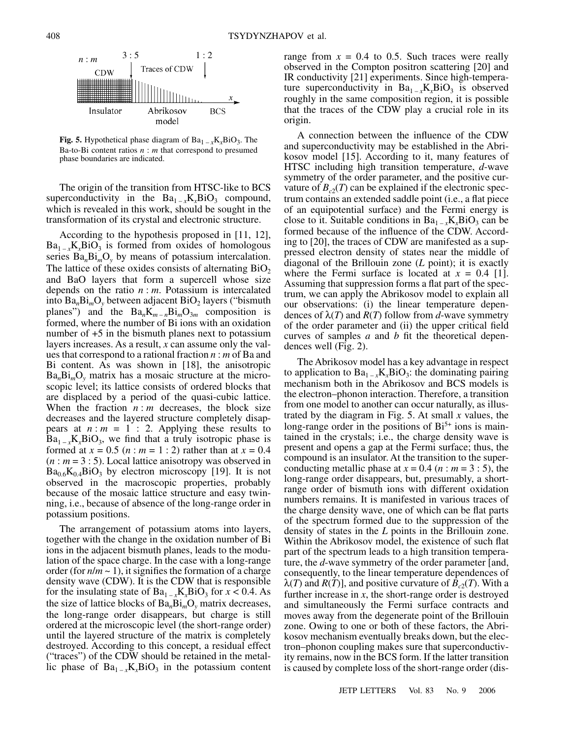Fig. 5. Hypothetical phase diagram of $Ba_{1-x}K_xBiO_3$. The Ba-to-Bi content ratios $n : m$ that correspond to presumed phase boundaries are indicated.

The origin of the transition from HTSC-like to BCS superconductivity in the $Ba_{1-x}K_xBiO_3$ compound, which is revealed in this work, should be sought in the transformation of its crystal and electronic structure.

According to the hypothesis proposed in [11, 12], $Ba_{1-x}K_xBiO_3$ is formed from oxides of homologous series $Ba_nBi_mO_y$ by means of potassium intercalation. The lattice of these oxides consists of alternating $BiO_2$ and BaO layers that form a supercell whose size depends on the ratio $n : m$. Potassium is intercalated into $Ba_nBi_mO_y$ between adjacent $BiO_2$ layers ("bismuth planes") and the $Ba_nK_{m-n}Bi_mO_{3m}$ composition is formed, where the number of Bi ions with an oxidation number of +5 in the bismuth planes next to potassium layers increases. As a result, $x$ can assume only the values that correspond to a rational fraction $n : m$ of Ba and Bi content. As was shown in [18], the anisotropic $Ba_nBi_mO_y$ matrix has a mosaic structure at the microscopic level; its lattice consists of ordered blocks that are displaced by a period of the quasi-cubic lattice. When the fraction $n : m$ decreases, the block size decreases and the layered structure completely disappears at $n : m = 1 : 2$. Applying these results to $Ba_{1-x}K_xBiO_3$, we find that a truly isotropic phase is formed at $x = 0.5$ ($n : m = 1 : 2$) rather than at $x = 0.4$ ($n : m = 3 : 5$). Local lattice anisotropy was observed in $Ba_{0.6}K_{0.4}BiO_3$ by electron microscopy [19]. It is not observed in the macroscopic properties, probably because of the mosaic lattice structure and easy twinning, i.e., because of absence of the long-range order in potassium positions.

The arrangement of potassium atoms into layers, together with the change in the oxidation number of Bi ions in the adjacent bismuth planes, leads to the modulation of the space charge. In the case with a long-range order (for $n/m \sim 1$), it signifies the formation of a charge density wave (CDW). It is the CDW that is responsible for the insulating state of $Ba_{1-x}K_xBiO_3$ for $x < 0.4$. As the size of lattice blocks of $Ba_nBi_mO_y$ matrix decreases, the long-range order disappears, but charge is still ordered at the microscopic level (the short-range order) until the layered structure of the matrix is completely destroyed. According to this concept, a residual effect ("traces") of the CDW should be retained in the metallic phase of $Ba_{1-x}K_xBiO_3$ in the potassium content range from $x = 0.4$ to 0.5. Such traces were really observed in the Compton positron scattering [20] and IR conductivity [21] experiments. Since high-temperature superconductivity in $Ba_{1-x}K_xBiO_3$ is observed roughly in the same composition region, it is possible that the traces of the CDW play a crucial role in its origin.

A connection between the influence of the CDW and superconductivity may be established in the Abrikosov model [15]. According to it, many features of HTSC including high transition temperature, *d*-wave symmetry of the order parameter, and the positive curvature of $B_{c2}(T)$ can be explained if the electronic spectrum contains an extended saddle point (i.e., a flat piece of an equipotential surface) and the Fermi energy is close to it. Suitable conditions in $Ba_{1-x}K_xBiO_3$ can be formed because of the influence of the CDW. According to [20], the traces of CDW are manifested as a suppressed electron density of states near the middle of diagonal of the Brillouin zone (*L* point); it is exactly where the Fermi surface is located at $x = 0.4$ [1]. Assuming that suppression forms a flat part of the spectrum, we can apply the Abrikosov model to explain all our observations: (i) the linear temperature dependences of $\lambda(T)$ and $R(T)$ follow from *d*-wave symmetry of the order parameter and (ii) the upper critical field curves of samples *a* and *b* fit the theoretical dependences well (Fig. 2).

The Abrikosov model has a key advantage in respect to application to $Ba_{1-x}K_xBiO_3$: the dominating pairing mechanism both in the Abrikosov and BCS models is the electron–phonon interaction. Therefore, a transition from one model to another can occur naturally, as illustrated by the diagram in Fig. 5. At small $x$ values, the long-range order in the positions of $Bi^{5+}$ ions is maintained in the crystals; i.e., the charge density wave is present and opens a gap at the Fermi surface; thus, the compound is an insulator. At the transition to the superconducting metallic phase at $x = 0.4$ ($n : m = 3 : 5$), the long-range order disappears, but, presumably, a short-range order of bismuth ions with different oxidation numbers remains. It is manifested in various traces of the charge density wave, one of which can be flat parts of the spectrum formed due to the suppression of the density of states in the *L* points in the Brillouin zone. Within the Abrikosov model, the existence of such flat part of the spectrum leads to a high transition temperature, the *d*-wave symmetry of the order parameter [and, consequently, to the linear temperature dependences of $\lambda(T)$ and $R(T)$], and positive curvature of $B_{c2}(T)$. With a further increase in $x$, the short-range order is destroyed and simultaneously the Fermi surface contracts and moves away from the degenerate point of the Brillouin zone. Owing to one or both of these factors, the Abrikosov mechanism eventually breaks down, but the electron–phonon coupling makes sure that superconductivity remains, now in the BCS form. If the latter transition is caused by complete loss of the short-range order (dis-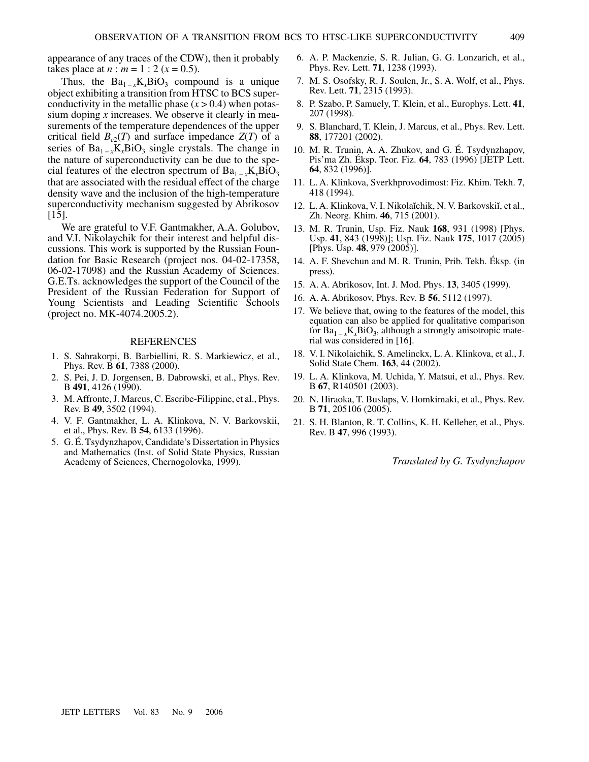appearance of any traces of the CDW), then it probably takes place at $n : m = 1 : 2$ ($x = 0.5$).

Thus, the $Ba_{1-x}K_xBiO_3$ compound is a unique object exhibiting a transition from HTSC to BCS superconductivity in the metallic phase ($x > 0.4$) when potassium doping $x$ increases. We observe it clearly in measurements of the temperature dependences of the upper critical field $B_{c2}(T)$ and surface impedance $Z(T)$ of a series of $Ba_{1-x}K_xBiO_3$ single crystals. The change in the nature of superconductivity can be due to the special features of the electron spectrum of $Ba_{1-x}K_xBiO_3$ that are associated with the residual effect of the charge density wave and the inclusion of the high-temperature superconductivity mechanism suggested by Abrikosov [15].

We are grateful to V.F. Gantmakher, A.A. Golubov, and V.I. Nikolaychik for their interest and helpful discussions. This work is supported by the Russian Foundation for Basic Research (project nos. 04-02-17358, 06-02-17098) and the Russian Academy of Sciences. G.E.Ts. acknowledges the support of the Council of the President of the Russian Federation for Support of Young Scientists and Leading Scientific Schools (project no. MK-4074.2005.2).

## REFERENCES

1. S. Sahrakorpi, B. Barbiellini, R. S. Markiewicz, et al., Phys. Rev. B **61**, 7388 (2000).
2. S. Pei, J. D. Jorgensen, B. Dabrowski, et al., Phys. Rev. B **491**, 4126 (1990).
3. M. Affronte, J. Marcus, C. Escribe-Filippine, et al., Phys. Rev. B **49**, 3502 (1994).
4. V. F. Gantmakher, L. A. Klinkova, N. V. Barkovskii, et al., Phys. Rev. B **54**, 6133 (1996).
5. G. É. Tsydynzhapov, Candidate's Dissertation in Physics and Mathematics (Inst. of Solid State Physics, Russian Academy of Sciences, Chernogolovka, 1999).
6. A. P. Mackenzie, S. R. Julian, G. G. Lonzarich, et al., Phys. Rev. Lett. **71**, 1238 (1993).
7. M. S. Osofsky, R. J. Soulen, Jr., S. A. Wolf, et al., Phys. Rev. Lett. **71**, 2315 (1993).
8. P. Szabo, P. Samuely, T. Klein, et al., Europhys. Lett. **41**, 207 (1998).
9. S. Blanchard, T. Klein, J. Marcus, et al., Phys. Rev. Lett. **88**, 177201 (2002).
10. M. R. Trunin, A. A. Zhukov, and G. É. Tsydynzhapov, Pis'ma Zh. Éksp. Teor. Fiz. **64**, 783 (1996) [JETP Lett. **64**, 832 (1996)].
11. L. A. Klinkova, Sverkhprovodimost: Fiz. Khim. Tekh. **7**, 418 (1994).
12. L. A. Klinkova, V. I. Nikolaĭchik, N. V. Barkovskiĭ, et al., Zh. Neorg. Khim. **46**, 715 (2001).
13. M. R. Trunin, Usp. Fiz. Nauk **168**, 931 (1998) [Phys. Usp. **41**, 843 (1998)]; Usp. Fiz. Nauk **175**, 1017 (2005) [Phys. Usp. **48**, 979 (2005)].
14. A. F. Shevchun and M. R. Trunin, Prib. Tekh. Éksp. (in press).
15. A. A. Abrikosov, Int. J. Mod. Phys. **13**, 3405 (1999).
16. A. A. Abrikosov, Phys. Rev. B **56**, 5112 (1997).
17. We believe that, owing to the features of the model, this equation can also be applied for qualitative comparison for $Ba_{1-x}K_xBiO_3$, although a strongly anisotropic material was considered in [16].
18. V. I. Nikolaichik, S. Amelinckx, L. A. Klinkova, et al., J. Solid State Chem. **163**, 44 (2002).
19. L. A. Klinkova, M. Uchida, Y. Matsui, et al., Phys. Rev. B **67**, R140501 (2003).
20. N. Hiraoka, T. Buslaps, V. Homkimaki, et al., Phys. Rev. B **71**, 205106 (2005).
21. S. H. Blanton, R. T. Collins, K. H. Kelleher, et al., Phys. Rev. B **47**, 996 (1993).

*Translated by G. Tsydynzhapov*